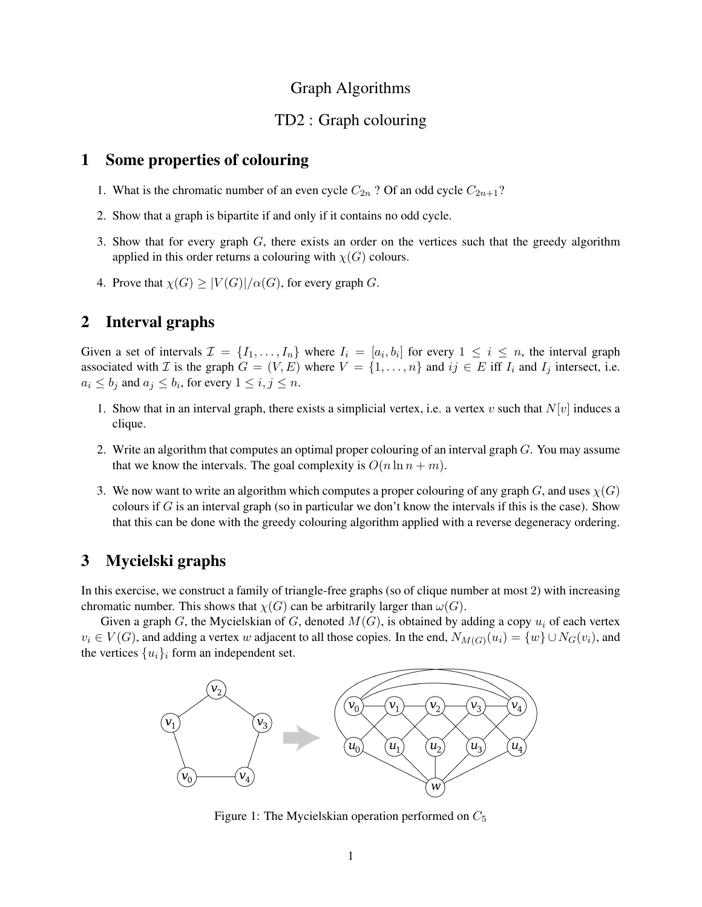# Graph Algorithms

## TD2 : Graph colouring

## 1 Some properties of colouring

1. What is the chromatic number of an even cycle $C_{2n}$ ? Of an odd cycle $C_{2n+1}$?
2. Show that a graph is bipartite if and only if it contains no odd cycle.
3. Show that for every graph $G$, there exists an order on the vertices such that the greedy algorithm applied in this order returns a colouring with $\chi(G)$ colours.
4. Prove that $\chi(G) \geq |V(G)|/\alpha(G)$, for every graph $G$.

## 2 Interval graphs

Given a set of intervals $\mathcal{I} = \{I_1, \ldots, I_n\}$ where $I_i = [a_i, b_i]$ for every $1 \leq i \leq n$, the interval graph associated with $\mathcal{I}$ is the graph $G = (V, E)$ where $V = \{1, \ldots, n\}$ and $ij \in E$ iff $I_i$ and $I_j$ intersect, i.e. $a_i \leq b_j$ and $a_j \leq b_i$, for every $1 \leq i, j \leq n$.

1. Show that in an interval graph, there exists a simplicial vertex, i.e. a vertex $v$ such that $N[v]$ induces a clique.
2. Write an algorithm that computes an optimal proper colouring of an interval graph $G$. You may assume that we know the intervals. The goal complexity is $O(n \ln n + m)$.
3. We now want to write an algorithm which computes a proper colouring of any graph $G$, and uses $\chi(G)$ colours if $G$ is an interval graph (so in particular we don't know the intervals if this is the case). Show that this can be done with the greedy colouring algorithm applied with a reverse degeneracy ordering.

## 3 Mycielski graphs

In this exercise, we construct a family of triangle-free graphs (so of clique number at most 2) with increasing chromatic number. This shows that $\chi(G)$ can be arbitrarily larger than $\omega(G)$.

Given a graph $G$, the Mycielskian of $G$, denoted $M(G)$, is obtained by adding a copy $u_i$ of each vertex $v_i \in V(G)$, and adding a vertex $w$ adjacent to all those copies. In the end, $N_{M(G)}(u_i) = \{w\} \cup N_G(v_i)$, and the vertices $\{u_i\}_i$ form an independent set.

Figure 1: The Mycielskian operation performed on $C_5$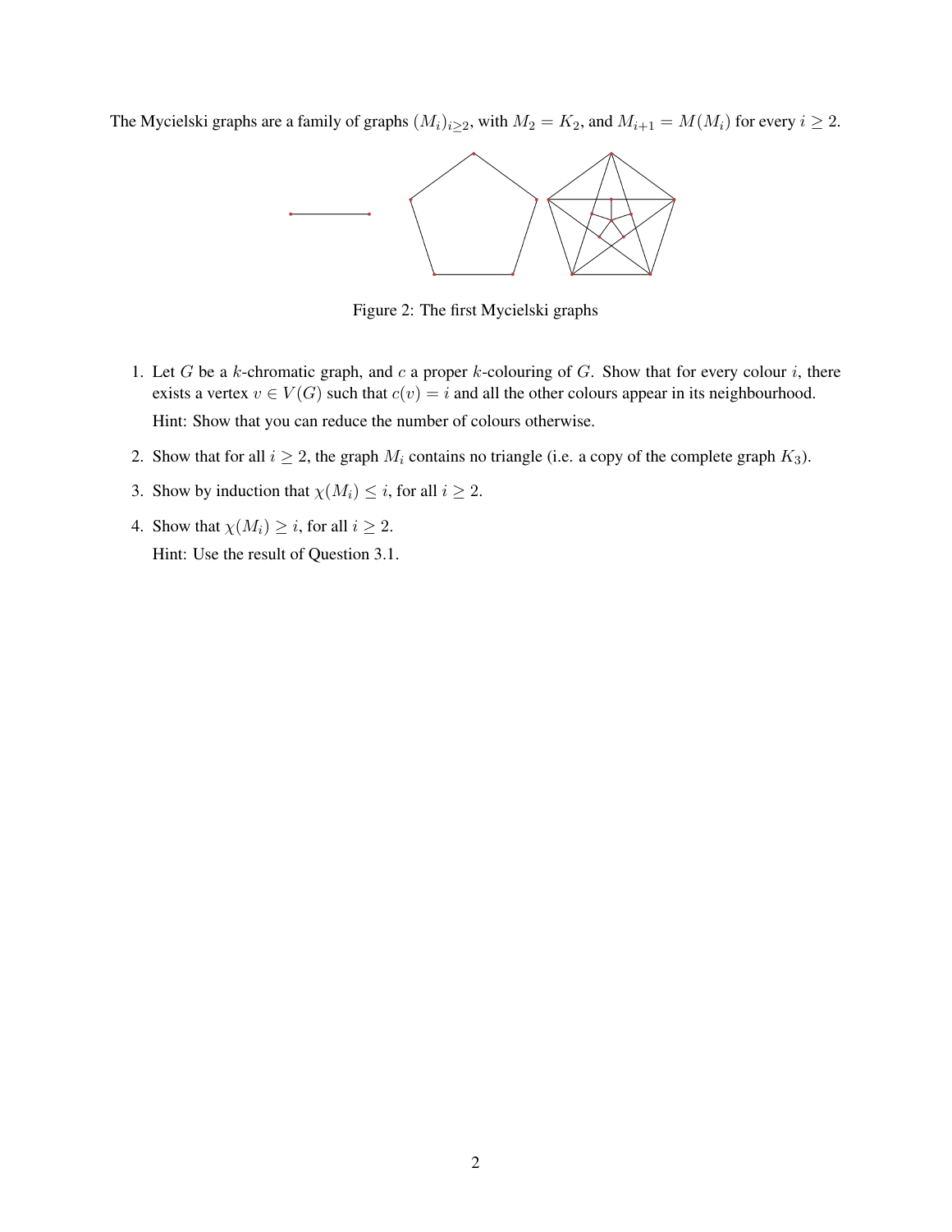The Mycielski graphs are a family of graphs $(M_i)_{i\geq 2}$, with $M_2 = K_2$, and $M_{i+1} = M(M_i)$ for every $i \geq 2$.

Figure 2: The first Mycielski graphs

1. Let $G$ be a $k$-chromatic graph, and $c$ a proper $k$-colouring of $G$. Show that for every colour $i$, there exists a vertex $v \in V(G)$ such that $c(v) = i$ and all the other colours appear in its neighbourhood.

   Hint: Show that you can reduce the number of colours otherwise.

2. Show that for all $i \geq 2$, the graph $M_i$ contains no triangle (i.e. a copy of the complete graph $K_3$).

3. Show by induction that $\chi(M_i) \leq i$, for all $i \geq 2$.

4. Show that $\chi(M_i) \geq i$, for all $i \geq 2$.

   Hint: Use the result of Question 3.1.